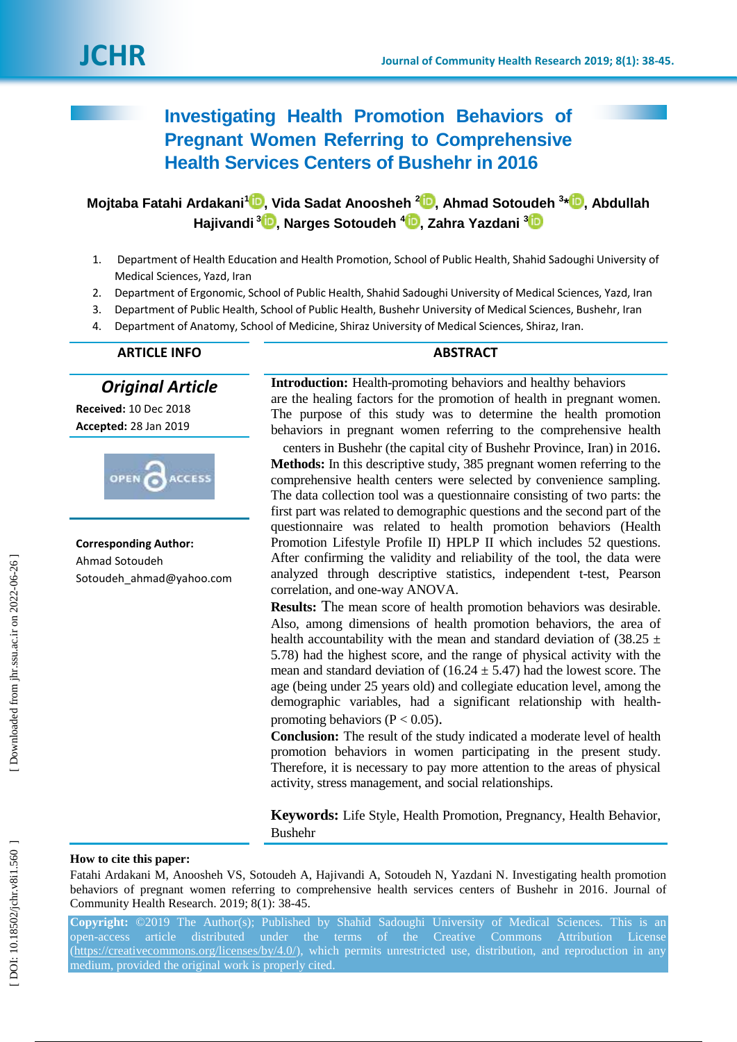# Investigating Health Promotion Behaviors of Pregnant Women Referring to Comprehensive Health Services Centers of Bushehr in 2016

**Mojtaba Fatahi Ardakani[1], Vida Sadat Anoosheh [2], Ahmad Sotoudeh [3]*, Abdullah Hajivandi [3], Narges Sotoudeh [4], Zahra Yazdani [3]**

1. Department of Health Education and Health Promotion, School of Public Health, Shahid Sadoughi University of Medical Sciences, Yazd, Iran
2. Department of Ergonomic, School of Public Health, Shahid Sadoughi University of Medical Sciences, Yazd, Iran
3. Department of Public Health, School of Public Health, Bushehr University of Medical Sciences, Bushehr, Iran
4. Department of Anatomy, School of Medicine, Shiraz University of Medical Sciences, Shiraz, Iran.

## ARTICLE INFO

***Original Article***

**Received:** 10 Dec 2018

**Accepted:** 28 Jan 2019

**Corresponding Author:**
Ahmad Sotoudeh
Sotoudeh_ahmad@yahoo.com

## ABSTRACT

**Introduction:** Health-promoting behaviors and healthy behaviors are the healing factors for the promotion of health in pregnant women. The purpose of this study was to determine the health promotion behaviors in pregnant women referring to the comprehensive health centers in Bushehr (the capital city of Bushehr Province, Iran) in 2016.

**Methods:** In this descriptive study, 385 pregnant women referring to the comprehensive health centers were selected by convenience sampling. The data collection tool was a questionnaire consisting of two parts: the first part was related to demographic questions and the second part of the questionnaire was related to health promotion behaviors (Health Promotion Lifestyle Profile II) HPLP II which includes 52 questions. After confirming the validity and reliability of the tool, the data were analyzed through descriptive statistics, independent t-test, Pearson correlation, and one-way ANOVA.

**Results:** The mean score of health promotion behaviors was desirable. Also, among dimensions of health promotion behaviors, the area of health accountability with the mean and standard deviation of (38.25 ± 5.78) had the highest score, and the range of physical activity with the mean and standard deviation of (16.24 ± 5.47) had the lowest score. The age (being under 25 years old) and collegiate education level, among the demographic variables, had a significant relationship with health-promoting behaviors ($P < 0.05$).

**Conclusion:** The result of the study indicated a moderate level of health promotion behaviors in women participating in the present study. Therefore, it is necessary to pay more attention to the areas of physical activity, stress management, and social relationships.

**Keywords:** Life Style, Health Promotion, Pregnancy, Health Behavior, Bushehr

**How to cite this paper:**
Fatahi Ardakani M, Anoosheh VS, Sotoudeh A, Hajivandi A, Sotoudeh N, Yazdani N. Investigating health promotion behaviors of pregnant women referring to comprehensive health services centers of Bushehr in 2016. Journal of Community Health Research. 2019; 8(1): 38-45.

**Copyright:** ©2019 The Author(s); Published by Shahid Sadoughi University of Medical Sciences. This is an open-access article distributed under the terms of the Creative Commons Attribution License (https://creativecommons.org/licenses/by/4.0/), which permits unrestricted use, distribution, and reproduction in any medium, provided the original work is properly cited.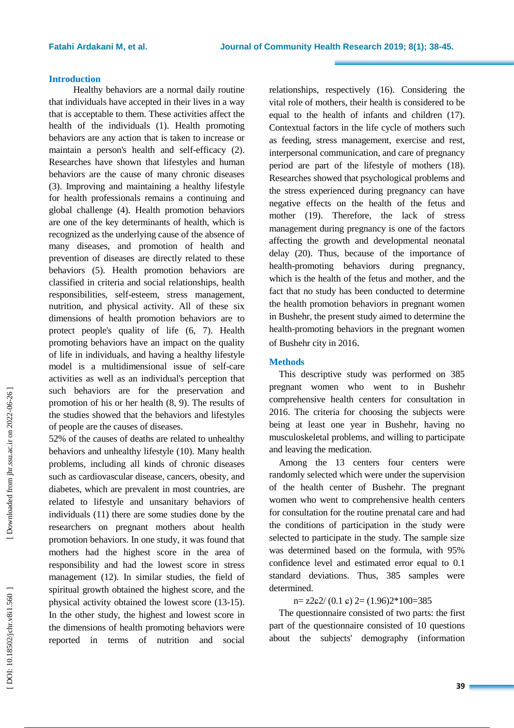## Introduction

Healthy behaviors are a normal daily routine that individuals have accepted in their lives in a way that is acceptable to them. These activities affect the health of the individuals (1). Health promoting behaviors are any action that is taken to increase or maintain a person's health and self-efficacy (2). Researches have shown that lifestyles and human behaviors are the cause of many chronic diseases (3). Improving and maintaining a healthy lifestyle for health professionals remains a continuing and global challenge (4). Health promotion behaviors are one of the key determinants of health, which is recognized as the underlying cause of the absence of many diseases, and promotion of health and prevention of diseases are directly related to these behaviors (5). Health promotion behaviors are classified in criteria and social relationships, health responsibilities, self-esteem, stress management, nutrition, and physical activity. All of these six dimensions of health promotion behaviors are to protect people's quality of life (6, 7). Health promoting behaviors have an impact on the quality of life in individuals, and having a healthy lifestyle model is a multidimensional issue of self-care activities as well as an individual's perception that such behaviors are for the preservation and promotion of his or her health (8, 9). The results of the studies showed that the behaviors and lifestyles of people are the causes of diseases.

52% of the causes of deaths are related to unhealthy behaviors and unhealthy lifestyle (10). Many health problems, including all kinds of chronic diseases such as cardiovascular disease, cancers, obesity, and diabetes, which are prevalent in most countries, are related to lifestyle and unsanitary behaviors of individuals (11) there are some studies done by the researchers on pregnant mothers about health promotion behaviors. In one study, it was found that mothers had the highest score in the area of responsibility and had the lowest score in stress management (12). In similar studies, the field of spiritual growth obtained the highest score, and the physical activity obtained the lowest score (13-15). In the other study, the highest and lowest score in the dimensions of health promoting behaviors were reported in terms of nutrition and social relationships, respectively (16). Considering the vital role of mothers, their health is considered to be equal to the health of infants and children (17). Contextual factors in the life cycle of mothers such as feeding, stress management, exercise and rest, interpersonal communication, and care of pregnancy period are part of the lifestyle of mothers (18). Researches showed that psychological problems and the stress experienced during pregnancy can have negative effects on the health of the fetus and mother (19). Therefore, the lack of stress management during pregnancy is one of the factors affecting the growth and developmental neonatal delay (20). Thus, because of the importance of health-promoting behaviors during pregnancy, which is the health of the fetus and mother, and the fact that no study has been conducted to determine the health promotion behaviors in pregnant women in Bushehr, the present study aimed to determine the health-promoting behaviors in the pregnant women of Bushehr city in 2016.

## Methods

This descriptive study was performed on 385 pregnant women who went to in Bushehr comprehensive health centers for consultation in 2016. The criteria for choosing the subjects were being at least one year in Bushehr, having no musculoskeletal problems, and willing to participate and leaving the medication.

Among the 13 centers four centers were randomly selected which were under the supervision of the health center of Bushehr. The pregnant women who went to comprehensive health centers for consultation for the routine prenatal care and had the conditions of participation in the study were selected to participate in the study. The sample size was determined based on the formula, with 95% confidence level and estimated error equal to 0.1 standard deviations. Thus, 385 samples were determined.

$$n = z2\epsilon2 / (0.1\ \epsilon)\ 2 = (1.96)2*100 = 385$$

The questionnaire consisted of two parts: the first part of the questionnaire consisted of 10 questions about the subjects' demography (information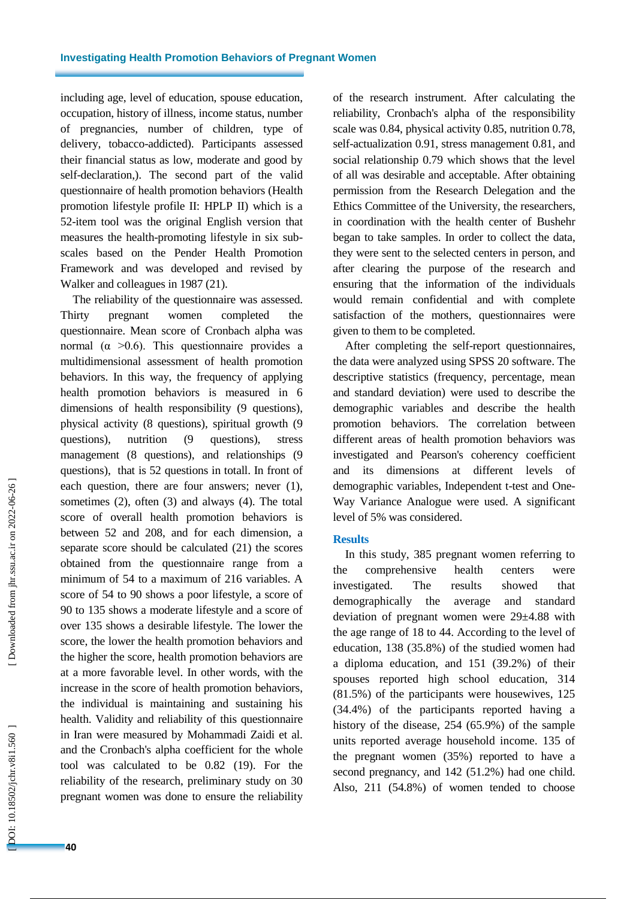including age, level of education, spouse education, occupation, history of illness, income status, number of pregnancies, number of children, type of delivery, tobacco-addicted). Participants assessed their financial status as low, moderate and good by self-declaration,). The second part of the valid questionnaire of health promotion behaviors (Health promotion lifestyle profile II: HPLP II) which is a 52-item tool was the original English version that measures the health-promoting lifestyle in six sub-scales based on the Pender Health Promotion Framework and was developed and revised by Walker and colleagues in 1987 (21).

The reliability of the questionnaire was assessed. Thirty pregnant women completed the questionnaire. Mean score of Cronbach alpha was normal ($\alpha$ >0.6). This questionnaire provides a multidimensional assessment of health promotion behaviors. In this way, the frequency of applying health promotion behaviors is measured in 6 dimensions of health responsibility (9 questions), physical activity (8 questions), spiritual growth (9 questions), nutrition (9 questions), stress management (8 questions), and relationships (9 questions), that is 52 questions in totall. In front of each question, there are four answers; never (1), sometimes (2), often (3) and always (4). The total score of overall health promotion behaviors is between 52 and 208, and for each dimension, a separate score should be calculated (21) the scores obtained from the questionnaire range from a minimum of 54 to a maximum of 216 variables. A score of 54 to 90 shows a poor lifestyle, a score of 90 to 135 shows a moderate lifestyle and a score of over 135 shows a desirable lifestyle. The lower the score, the lower the health promotion behaviors and the higher the score, health promotion behaviors are at a more favorable level. In other words, with the increase in the score of health promotion behaviors, the individual is maintaining and sustaining his health. Validity and reliability of this questionnaire in Iran were measured by Mohammadi Zaidi et al. and the Cronbach's alpha coefficient for the whole tool was calculated to be 0.82 (19). For the reliability of the research, preliminary study on 30 pregnant women was done to ensure the reliability of the research instrument. After calculating the reliability, Cronbach's alpha of the responsibility scale was 0.84, physical activity 0.85, nutrition 0.78, self-actualization 0.91, stress management 0.81, and social relationship 0.79 which shows that the level of all was desirable and acceptable. After obtaining permission from the Research Delegation and the Ethics Committee of the University, the researchers, in coordination with the health center of Bushehr began to take samples. In order to collect the data, they were sent to the selected centers in person, and after clearing the purpose of the research and ensuring that the information of the individuals would remain confidential and with complete satisfaction of the mothers, questionnaires were given to them to be completed.

After completing the self-report questionnaires, the data were analyzed using SPSS 20 software. The descriptive statistics (frequency, percentage, mean and standard deviation) were used to describe the demographic variables and describe the health promotion behaviors. The correlation between different areas of health promotion behaviors was investigated and Pearson's coherency coefficient and its dimensions at different levels of demographic variables, Independent t-test and One-Way Variance Analogue were used. A significant level of 5% was considered.

## Results

In this study, 385 pregnant women referring to the comprehensive health centers were investigated. The results showed that demographically the average and standard deviation of pregnant women were 29±4.88 with the age range of 18 to 44. According to the level of education, 138 (35.8%) of the studied women had a diploma education, and 151 (39.2%) of their spouses reported high school education, 314 (81.5%) of the participants were housewives, 125 (34.4%) of the participants reported having a history of the disease, 254 (65.9%) of the sample units reported average household income. 135 of the pregnant women (35%) reported to have a second pregnancy, and 142 (51.2%) had one child. Also, 211 (54.8%) of women tended to choose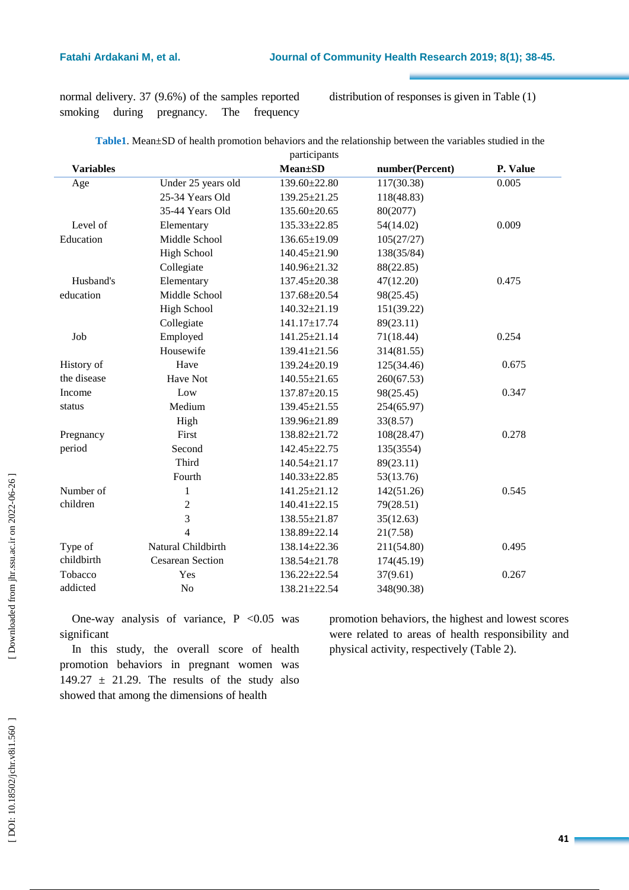normal delivery. 37 (9.6%) of the samples reported smoking during pregnancy. The frequency distribution of responses is given in Table (1)

**Table1**. Mean±SD of health promotion behaviors and the relationship between the variables studied in the participants

| Variables | | Mean±SD | number(Percent) | P. Value |
|---|---|---|---|---|
| Age | Under 25 years old | 139.60±22.80 | 117(30.38) | 0.005 |
| | 25-34 Years Old | 139.25±21.25 | 118(48.83) | |
| | 35-44 Years Old | 135.60±20.65 | 80(2077) | |
| Level of Education | Elementary | 135.33±22.85 | 54(14.02) | 0.009 |
| | Middle School | 136.65±19.09 | 105(27/27) | |
| | High School | 140.45±21.90 | 138(35/84) | |
| | Collegiate | 140.96±21.32 | 88(22.85) | |
| Husband's education | Elementary | 137.45±20.38 | 47(12.20) | 0.475 |
| | Middle School | 137.68±20.54 | 98(25.45) | |
| | High School | 140.32±21.19 | 151(39.22) | |
| | Collegiate | 141.17±17.74 | 89(23.11) | |
| Job | Employed | 141.25±21.14 | 71(18.44) | 0.254 |
| | Housewife | 139.41±21.56 | 314(81.55) | |
| History of the disease | Have | 139.24±20.19 | 125(34.46) | 0.675 |
| | Have Not | 140.55±21.65 | 260(67.53) | |
| Income status | Low | 137.87±20.15 | 98(25.45) | 0.347 |
| | Medium | 139.45±21.55 | 254(65.97) | |
| | High | 139.96±21.89 | 33(8.57) | |
| Pregnancy period | First | 138.82±21.72 | 108(28.47) | 0.278 |
| | Second | 142.45±22.75 | 135(3554) | |
| | Third | 140.54±21.17 | 89(23.11) | |
| | Fourth | 140.33±22.85 | 53(13.76) | |
| Number of children | 1 | 141.25±21.12 | 142(51.26) | 0.545 |
| | 2 | 140.41±22.15 | 79(28.51) | |
| | 3 | 138.55±21.87 | 35(12.63) | |
| | 4 | 138.89±22.14 | 21(7.58) | |
| Type of childbirth | Natural Childbirth | 138.14±22.36 | 211(54.80) | 0.495 |
| | Cesarean Section | 138.54±21.78 | 174(45.19) | |
| Tobacco addicted | Yes | 136.22±22.54 | 37(9.61) | 0.267 |
| | No | 138.21±22.54 | 348(90.38) | |

One-way analysis of variance, P <0.05 was significant

In this study, the overall score of health promotion behaviors in pregnant women was 149.27 ± 21.29. The results of the study also showed that among the dimensions of health promotion behaviors, the highest and lowest scores were related to areas of health responsibility and physical activity, respectively (Table 2).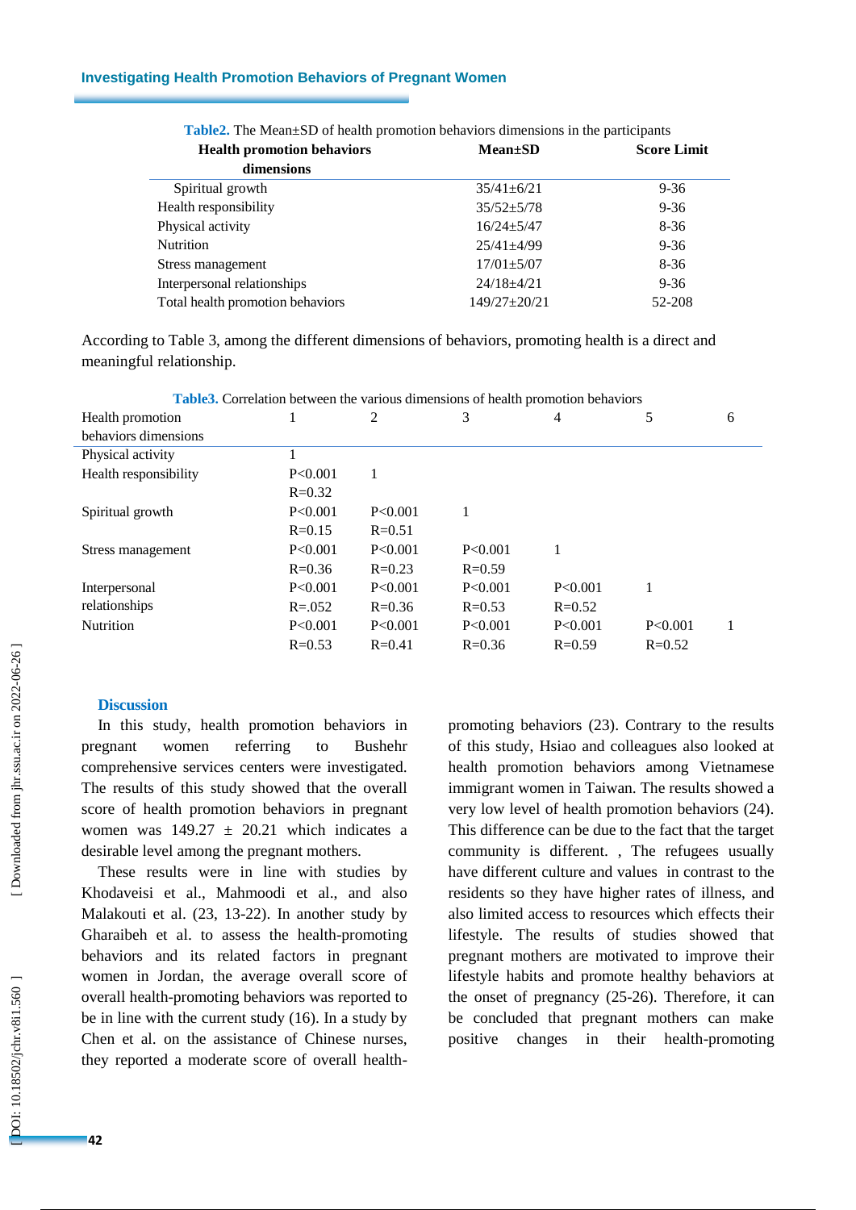**Table2.** The Mean±SD of health promotion behaviors dimensions in the participants

| Health promotion behaviors dimensions | Mean±SD | Score Limit |
|---|---|---|
| Spiritual growth | 35/41±6/21 | 9-36 |
| Health responsibility | 35/52±5/78 | 9-36 |
| Physical activity | 16/24±5/47 | 8-36 |
| Nutrition | 25/41±4/99 | 9-36 |
| Stress management | 17/01±5/07 | 8-36 |
| Interpersonal relationships | 24/18±4/21 | 9-36 |
| Total health promotion behaviors | 149/27±20/21 | 52-208 |

According to Table 3, among the different dimensions of behaviors, promoting health is a direct and meaningful relationship.

**Table3.** Correlation between the various dimensions of health promotion behaviors

| Health promotion behaviors dimensions | 1 | 2 | 3 | 4 | 5 | 6 |
|---|---|---|---|---|---|---|
| Physical activity | 1 | | | | | |
| Health responsibility | P<0.001 R=0.32 | 1 | | | | |
| Spiritual growth | P<0.001 R=0.15 | P<0.001 R=0.51 | 1 | | | |
| Stress management | P<0.001 R=0.36 | P<0.001 R=0.23 | P<0.001 R=0.59 | 1 | | |
| Interpersonal relationships | P<0.001 R=.052 | P<0.001 R=0.36 | P<0.001 R=0.53 | P<0.001 R=0.52 | 1 | |
| Nutrition | P<0.001 R=0.53 | P<0.001 R=0.41 | P<0.001 R=0.36 | P<0.001 R=0.59 | P<0.001 R=0.52 | 1 |

## Discussion

In this study, health promotion behaviors in pregnant women referring to Bushehr comprehensive services centers were investigated. The results of this study showed that the overall score of health promotion behaviors in pregnant women was 149.27 ± 20.21 which indicates a desirable level among the pregnant mothers.

These results were in line with studies by Khodaveisi et al., Mahmoodi et al., and also Malakouti et al. (23, 13-22). In another study by Gharaibeh et al. to assess the health-promoting behaviors and its related factors in pregnant women in Jordan, the average overall score of overall health-promoting behaviors was reported to be in line with the current study (16). In a study by Chen et al. on the assistance of Chinese nurses, they reported a moderate score of overall health-promoting behaviors (23). Contrary to the results of this study, Hsiao and colleagues also looked at health promotion behaviors among Vietnamese immigrant women in Taiwan. The results showed a very low level of health promotion behaviors (24). This difference can be due to the fact that the target community is different. , The refugees usually have different culture and values in contrast to the residents so they have higher rates of illness, and also limited access to resources which effects their lifestyle. The results of studies showed that pregnant mothers are motivated to improve their lifestyle habits and promote healthy behaviors at the onset of pregnancy (25-26). Therefore, it can be concluded that pregnant mothers can make positive changes in their health-promoting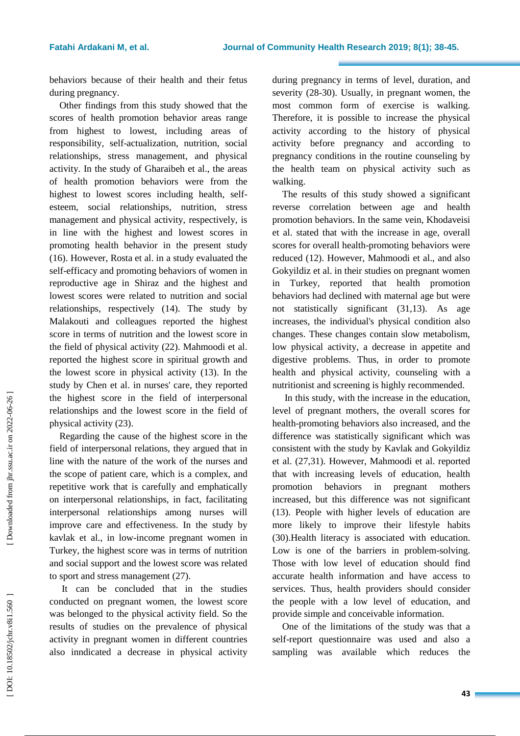behaviors because of their health and their fetus during pregnancy.

Other findings from this study showed that the scores of health promotion behavior areas range from highest to lowest, including areas of responsibility, self-actualization, nutrition, social relationships, stress management, and physical activity. In the study of Gharaibeh et al., the areas of health promotion behaviors were from the highest to lowest scores including health, self-esteem, social relationships, nutrition, stress management and physical activity, respectively, is in line with the highest and lowest scores in promoting health behavior in the present study (16). However, Rosta et al. in a study evaluated the self-efficacy and promoting behaviors of women in reproductive age in Shiraz and the highest and lowest scores were related to nutrition and social relationships, respectively (14). The study by Malakouti and colleagues reported the highest score in terms of nutrition and the lowest score in the field of physical activity (22). Mahmoodi et al. reported the highest score in spiritual growth and the lowest score in physical activity (13). In the study by Chen et al. in nurses' care, they reported the highest score in the field of interpersonal relationships and the lowest score in the field of physical activity (23).

Regarding the cause of the highest score in the field of interpersonal relations, they argued that in line with the nature of the work of the nurses and the scope of patient care, which is a complex, and repetitive work that is carefully and emphatically on interpersonal relationships, in fact, facilitating interpersonal relationships among nurses will improve care and effectiveness. In the study by kavlak et al., in low-income pregnant women in Turkey, the highest score was in terms of nutrition and social support and the lowest score was related to sport and stress management (27).

It can be concluded that in the studies conducted on pregnant women, the lowest score was belonged to the physical activity field. So the results of studies on the prevalence of physical activity in pregnant women in different countries also inndicated a decrease in physical activity during pregnancy in terms of level, duration, and severity (28-30). Usually, in pregnant women, the most common form of exercise is walking. Therefore, it is possible to increase the physical activity according to the history of physical activity before pregnancy and according to pregnancy conditions in the routine counseling by the health team on physical activity such as walking.

The results of this study showed a significant reverse correlation between age and health promotion behaviors. In the same vein, Khodaveisi et al. stated that with the increase in age, overall scores for overall health-promoting behaviors were reduced (12). However, Mahmoodi et al., and also Gokyildiz et al. in their studies on pregnant women in Turkey, reported that health promotion behaviors had declined with maternal age but were not statistically significant (31,13). As age increases, the individual's physical condition also changes. These changes contain slow metabolism, low physical activity, a decrease in appetite and digestive problems. Thus, in order to promote health and physical activity, counseling with a nutritionist and screening is highly recommended.

In this study, with the increase in the education, level of pregnant mothers, the overall scores for health-promoting behaviors also increased, and the difference was statistically significant which was consistent with the study by Kavlak and Gokyildiz et al. (27,31). However, Mahmoodi et al. reported that with increasing levels of education, health promotion behaviors in pregnant mothers increased, but this difference was not significant (13). People with higher levels of education are more likely to improve their lifestyle habits (30).Health literacy is associated with education. Low is one of the barriers in problem-solving. Those with low level of education should find accurate health information and have access to services. Thus, health providers should consider the people with a low level of education, and provide simple and conceivable information.

One of the limitations of the study was that a self-report questionnaire was used and also a sampling was available which reduces the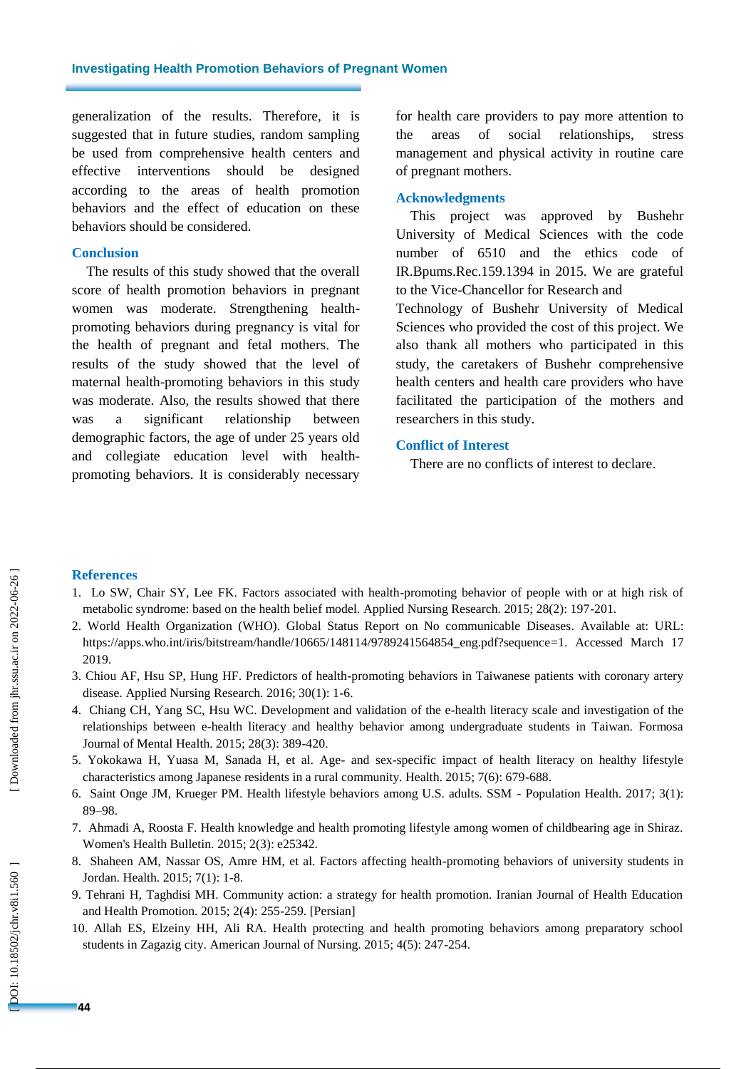generalization of the results. Therefore, it is suggested that in future studies, random sampling be used from comprehensive health centers and effective interventions should be designed according to the areas of health promotion behaviors and the effect of education on these behaviors should be considered.

## Conclusion

The results of this study showed that the overall score of health promotion behaviors in pregnant women was moderate. Strengthening health-promoting behaviors during pregnancy is vital for the health of pregnant and fetal mothers. The results of the study showed that the level of maternal health-promoting behaviors in this study was moderate. Also, the results showed that there was a significant relationship between demographic factors, the age of under 25 years old and collegiate education level with health-promoting behaviors. It is considerably necessary for health care providers to pay more attention to the areas of social relationships, stress management and physical activity in routine care of pregnant mothers.

## Acknowledgments

This project was approved by Bushehr University of Medical Sciences with the code number of 6510 and the ethics code of IR.Bpums.Rec.159.1394 in 2015. We are grateful to the Vice-Chancellor for Research and Technology of Bushehr University of Medical Sciences who provided the cost of this project. We also thank all mothers who participated in this study, the caretakers of Bushehr comprehensive health centers and health care providers who have facilitated the participation of the mothers and researchers in this study.

## Conflict of Interest

There are no conflicts of interest to declare.

## References

1. Lo SW, Chair SY, Lee FK. Factors associated with health-promoting behavior of people with or at high risk of metabolic syndrome: based on the health belief model. Applied Nursing Research. 2015; 28(2): 197-201.
2. World Health Organization (WHO). Global Status Report on No communicable Diseases. Available at: URL: https://apps.who.int/iris/bitstream/handle/10665/148114/9789241564854_eng.pdf?sequence=1. Accessed March 17 2019.
3. Chiou AF, Hsu SP, Hung HF. Predictors of health-promoting behaviors in Taiwanese patients with coronary artery disease. Applied Nursing Research. 2016; 30(1): 1-6.
4. Chiang CH, Yang SC, Hsu WC. Development and validation of the e-health literacy scale and investigation of the relationships between e-health literacy and healthy behavior among undergraduate students in Taiwan. Formosa Journal of Mental Health. 2015; 28(3): 389-420.
5. Yokokawa H, Yuasa M, Sanada H, et al. Age- and sex-specific impact of health literacy on healthy lifestyle characteristics among Japanese residents in a rural community. Health. 2015; 7(6): 679-688.
6. Saint Onge JM, Krueger PM. Health lifestyle behaviors among U.S. adults. SSM - Population Health. 2017; 3(1): 89–98.
7. Ahmadi A, Roosta F. Health knowledge and health promoting lifestyle among women of childbearing age in Shiraz. Women's Health Bulletin. 2015; 2(3): e25342.
8. Shaheen AM, Nassar OS, Amre HM, et al. Factors affecting health-promoting behaviors of university students in Jordan. Health. 2015; 7(1): 1-8.
9. Tehrani H, Taghdisi MH. Community action: a strategy for health promotion. Iranian Journal of Health Education and Health Promotion. 2015; 2(4): 255-259. [Persian]
10. Allah ES, Elzeiny HH, Ali RA. Health protecting and health promoting behaviors among preparatory school students in Zagazig city. American Journal of Nursing. 2015; 4(5): 247-254.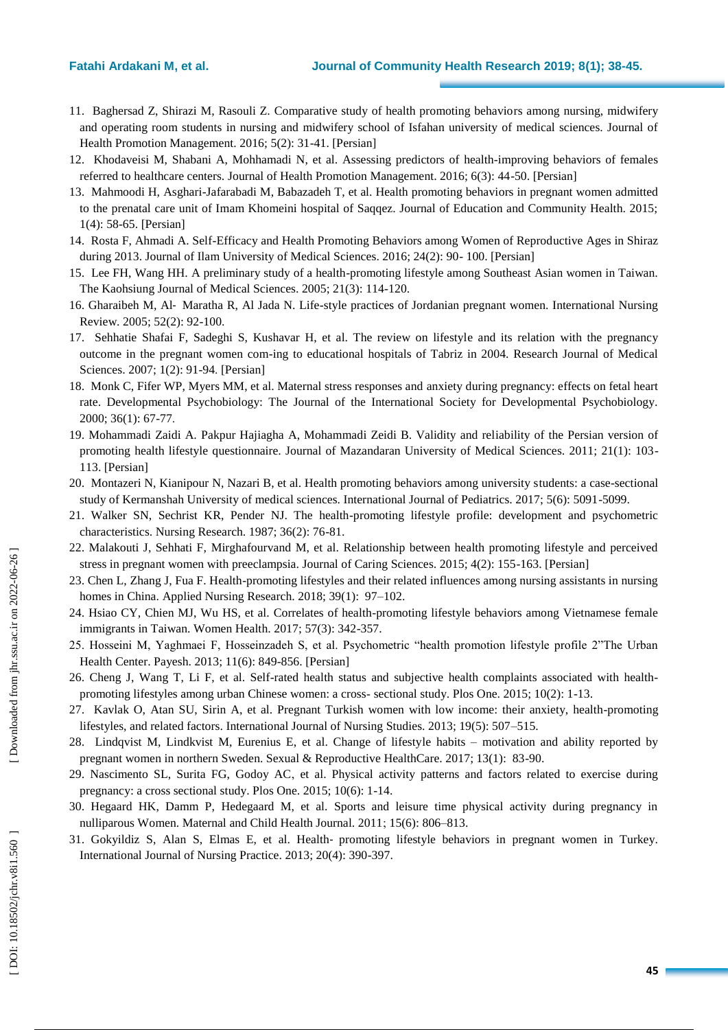11. Baghersad Z, Shirazi M, Rasouli Z. Comparative study of health promoting behaviors among nursing, midwifery and operating room students in nursing and midwifery school of Isfahan university of medical sciences. Journal of Health Promotion Management. 2016; 5(2): 31-41. [Persian]
12. Khodaveisi M, Shabani A, Mohhamadi N, et al. Assessing predictors of health-improving behaviors of females referred to healthcare centers. Journal of Health Promotion Management. 2016; 6(3): 44-50. [Persian]
13. Mahmoodi H, Asghari-Jafarabadi M, Babazadeh T, et al. Health promoting behaviors in pregnant women admitted to the prenatal care unit of Imam Khomeini hospital of Saqqez. Journal of Education and Community Health. 2015; 1(4): 58-65. [Persian]
14. Rosta F, Ahmadi A. Self-Efficacy and Health Promoting Behaviors among Women of Reproductive Ages in Shiraz during 2013. Journal of Ilam University of Medical Sciences. 2016; 24(2): 90- 100. [Persian]
15. Lee FH, Wang HH. A preliminary study of a health-promoting lifestyle among Southeast Asian women in Taiwan. The Kaohsiung Journal of Medical Sciences. 2005; 21(3): 114-120.
16. Gharaibeh M, Al‐ Maratha R, Al Jada N. Life‐style practices of Jordanian pregnant women. International Nursing Review. 2005; 52(2): 92-100.
17. Sehhatie Shafai F, Sadeghi S, Kushavar H, et al. The review on lifestyle and its relation with the pregnancy outcome in the pregnant women com-ing to educational hospitals of Tabriz in 2004. Research Journal of Medical Sciences. 2007; 1(2): 91-94. [Persian]
18. Monk C, Fifer WP, Myers MM, et al. Maternal stress responses and anxiety during pregnancy: effects on fetal heart rate. Developmental Psychobiology: The Journal of the International Society for Developmental Psychobiology. 2000; 36(1): 67-77.
19. Mohammadi Zaidi A. Pakpur Hajiagha A, Mohammadi Zeidi B. Validity and reliability of the Persian version of promoting health lifestyle questionnaire. Journal of Mazandaran University of Medical Sciences. 2011; 21(1): 103-113. [Persian]
20. Montazeri N, Kianipour N, Nazari B, et al. Health promoting behaviors among university students: a case-sectional study of Kermanshah University of medical sciences. International Journal of Pediatrics. 2017; 5(6): 5091-5099.
21. Walker SN, Sechrist KR, Pender NJ. The health-promoting lifestyle profile: development and psychometric characteristics. Nursing Research. 1987; 36(2): 76-81.
22. Malakouti J, Sehhati F, Mirghafourvand M, et al. Relationship between health promoting lifestyle and perceived stress in pregnant women with preeclampsia. Journal of Caring Sciences. 2015; 4(2): 155-163. [Persian]
23. Chen L, Zhang J, Fua F. Health-promoting lifestyles and their related influences among nursing assistants in nursing homes in China. Applied Nursing Research. 2018; 39(1): 97–102.
24. Hsiao CY, Chien MJ, Wu HS, et al. Correlates of health-promoting lifestyle behaviors among Vietnamese female immigrants in Taiwan. Women Health. 2017; 57(3): 342-357.
25. Hosseini M, Yaghmaei F, Hosseinzadeh S, et al. Psychometric "health promotion lifestyle profile 2"The Urban Health Center. Payesh. 2013; 11(6): 849-856. [Persian]
26. Cheng J, Wang T, Li F, et al. Self-rated health status and subjective health complaints associated with health-promoting lifestyles among urban Chinese women: a cross- sectional study. Plos One. 2015; 10(2): 1-13.
27. Kavlak O, Atan SU, Sirin A, et al. Pregnant Turkish women with low income: their anxiety, health-promoting lifestyles, and related factors. International Journal of Nursing Studies. 2013; 19(5): 507–515.
28. Lindqvist M, Lindkvist M, Eurenius E, et al. Change of lifestyle habits – motivation and ability reported by pregnant women in northern Sweden. Sexual & Reproductive HealthCare. 2017; 13(1): 83-90.
29. Nascimento SL, Surita FG, Godoy AC, et al. Physical activity patterns and factors related to exercise during pregnancy: a cross sectional study. Plos One. 2015; 10(6): 1-14.
30. Hegaard HK, Damm P, Hedegaard M, et al. Sports and leisure time physical activity during pregnancy in nulliparous Women. Maternal and Child Health Journal. 2011; 15(6): 806–813.
31. Gokyildiz S, Alan S, Elmas E, et al. Health‐ promoting lifestyle behaviors in pregnant women in Turkey. International Journal of Nursing Practice. 2013; 20(4): 390-397.